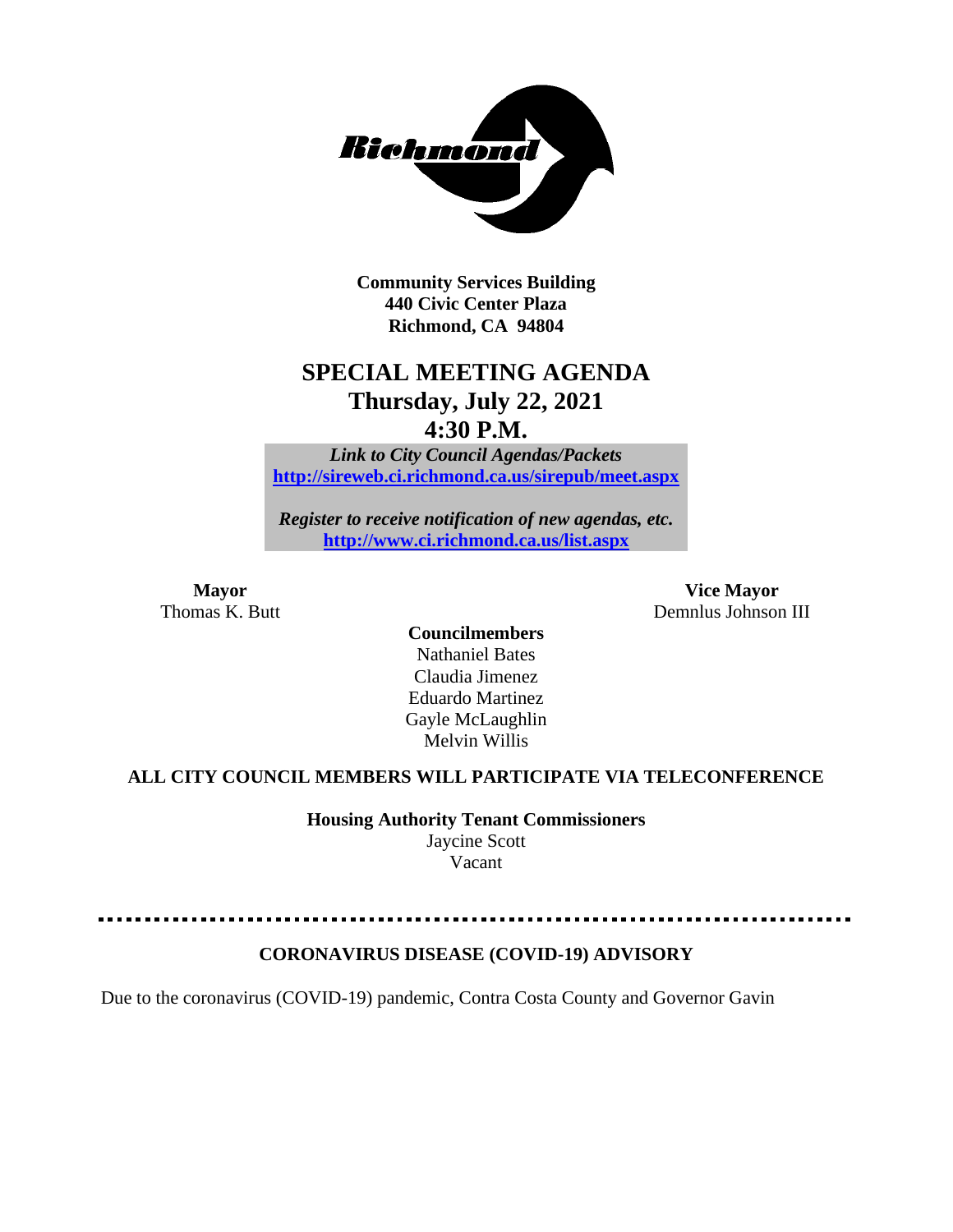**Community Services Building**
**440 Civic Center Plaza**
**Richmond, CA 94804**

# SPECIAL MEETING AGENDA
## Thursday, July 22, 2021
## 4:30 P.M.

***Link to City Council Agendas/Packets***
**http://sireweb.ci.richmond.ca.us/sirepub/meet.aspx**

***Register to receive notification of new agendas, etc.***
**http://www.ci.richmond.ca.us/list.aspx**

**Mayor**
Thomas K. Butt

**Vice Mayor**
Demnlus Johnson III

**Councilmembers**
Nathaniel Bates
Claudia Jimenez
Eduardo Martinez
Gayle McLaughlin
Melvin Willis

**ALL CITY COUNCIL MEMBERS WILL PARTICIPATE VIA TELECONFERENCE**

**Housing Authority Tenant Commissioners**
Jaycine Scott
Vacant

---

**CORONAVIRUS DISEASE (COVID-19) ADVISORY**

Due to the coronavirus (COVID-19) pandemic, Contra Costa County and Governor Gavin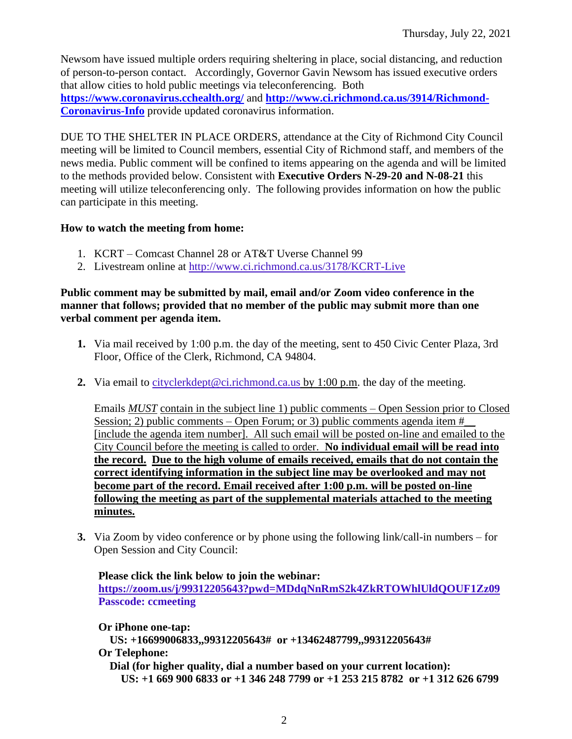Newsom have issued multiple orders requiring sheltering in place, social distancing, and reduction of person-to-person contact. Accordingly, Governor Gavin Newsom has issued executive orders that allow cities to hold public meetings via teleconferencing. Both **https://www.coronavirus.cchealth.org/** and **http://www.ci.richmond.ca.us/3914/Richmond-Coronavirus-Info** provide updated coronavirus information.

DUE TO THE SHELTER IN PLACE ORDERS, attendance at the City of Richmond City Council meeting will be limited to Council members, essential City of Richmond staff, and members of the news media. Public comment will be confined to items appearing on the agenda and will be limited to the methods provided below. Consistent with **Executive Orders N-29-20 and N-08-21** this meeting will utilize teleconferencing only. The following provides information on how the public can participate in this meeting.

**How to watch the meeting from home:**

1. KCRT – Comcast Channel 28 or AT&T Uverse Channel 99
2. Livestream online at http://www.ci.richmond.ca.us/3178/KCRT-Live

**Public comment may be submitted by mail, email and/or Zoom video conference in the manner that follows; provided that no member of the public may submit more than one verbal comment per agenda item.**

1. Via mail received by 1:00 p.m. the day of the meeting, sent to 450 Civic Center Plaza, 3rd Floor, Office of the Clerk, Richmond, CA 94804.

2. Via email to cityclerkdept@ci.richmond.ca.us by 1:00 p.m. the day of the meeting.

   Emails *MUST* contain in the subject line 1) public comments – Open Session prior to Closed Session; 2) public comments – Open Forum; or 3) public comments agenda item #__ [include the agenda item number]. All such email will be posted on-line and emailed to the City Council before the meeting is called to order. **No individual email will be read into the record. Due to the high volume of emails received, emails that do not contain the correct identifying information in the subject line may be overlooked and may not become part of the record. Email received after 1:00 p.m. will be posted on-line following the meeting as part of the supplemental materials attached to the meeting minutes.**

3. Via Zoom by video conference or by phone using the following link/call-in numbers – for Open Session and City Council:

   **Please click the link below to join the webinar:**
   **https://zoom.us/j/99312205643?pwd=MDdqNnRmS2k4ZkRTOWhlUldQOUF1Zz09**
   **Passcode: ccmeeting**

   **Or iPhone one-tap:**
   **US: +16699006833,,99312205643# or +13462487799,,99312205643#**
   **Or Telephone:**
   **Dial (for higher quality, dial a number based on your current location):**
   **US: +1 669 900 6833 or +1 346 248 7799 or +1 253 215 8782 or +1 312 626 6799**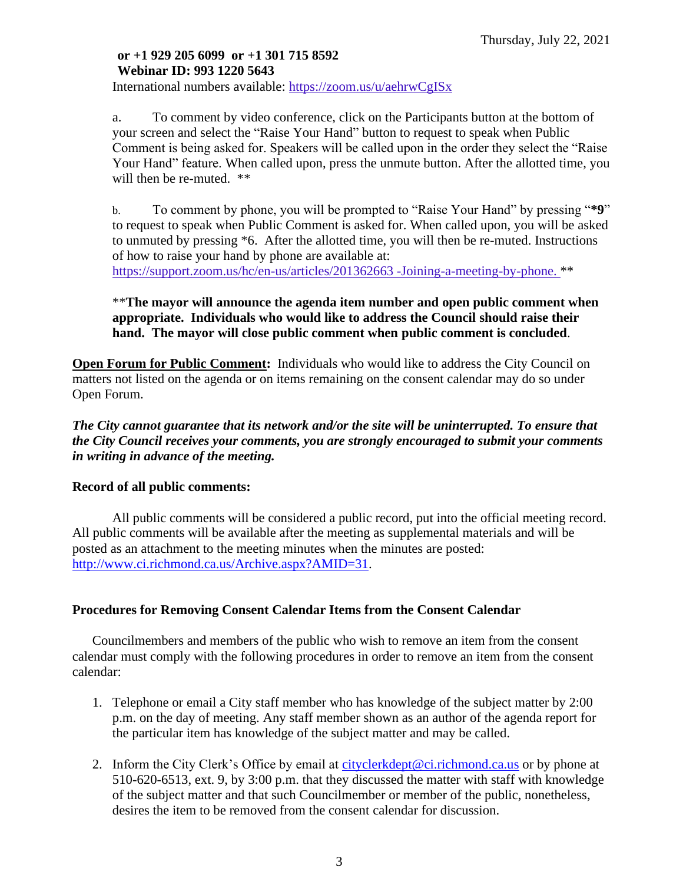**or +1 929 205 6099 or +1 301 715 8592**
**Webinar ID: 993 1220 5643**
International numbers available: https://zoom.us/u/aehrwCgISx

a. To comment by video conference, click on the Participants button at the bottom of your screen and select the "Raise Your Hand" button to request to speak when Public Comment is being asked for. Speakers will be called upon in the order they select the "Raise Your Hand" feature. When called upon, press the unmute button. After the allotted time, you will then be re-muted. **

b. To comment by phone, you will be prompted to "Raise Your Hand" by pressing "***9**" to request to speak when Public Comment is asked for. When called upon, you will be asked to unmuted by pressing *6. After the allotted time, you will then be re-muted. Instructions of how to raise your hand by phone are available at: https://support.zoom.us/hc/en-us/articles/201362663 -Joining-a-meeting-by-phone. **

****The mayor will announce the agenda item number and open public comment when appropriate. Individuals who would like to address the Council should raise their hand. The mayor will close public comment when public comment is concluded**.

**Open Forum for Public Comment:** Individuals who would like to address the City Council on matters not listed on the agenda or on items remaining on the consent calendar may do so under Open Forum.

***The City cannot guarantee that its network and/or the site will be uninterrupted. To ensure that the City Council receives your comments, you are strongly encouraged to submit your comments in writing in advance of the meeting.***

**Record of all public comments:**

All public comments will be considered a public record, put into the official meeting record. All public comments will be available after the meeting as supplemental materials and will be posted as an attachment to the meeting minutes when the minutes are posted: http://www.ci.richmond.ca.us/Archive.aspx?AMID=31.

**Procedures for Removing Consent Calendar Items from the Consent Calendar**

Councilmembers and members of the public who wish to remove an item from the consent calendar must comply with the following procedures in order to remove an item from the consent calendar:

1. Telephone or email a City staff member who has knowledge of the subject matter by 2:00 p.m. on the day of meeting. Any staff member shown as an author of the agenda report for the particular item has knowledge of the subject matter and may be called.
2. Inform the City Clerk's Office by email at cityclerkdept@ci.richmond.ca.us or by phone at 510-620-6513, ext. 9, by 3:00 p.m. that they discussed the matter with staff with knowledge of the subject matter and that such Councilmember or member of the public, nonetheless, desires the item to be removed from the consent calendar for discussion.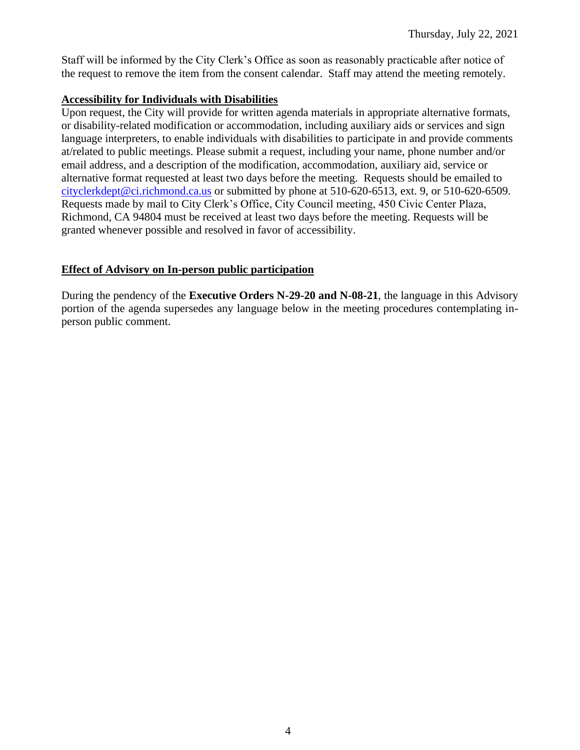Staff will be informed by the City Clerk's Office as soon as reasonably practicable after notice of the request to remove the item from the consent calendar. Staff may attend the meeting remotely.

**Accessibility for Individuals with Disabilities**

Upon request, the City will provide for written agenda materials in appropriate alternative formats, or disability-related modification or accommodation, including auxiliary aids or services and sign language interpreters, to enable individuals with disabilities to participate in and provide comments at/related to public meetings. Please submit a request, including your name, phone number and/or email address, and a description of the modification, accommodation, auxiliary aid, service or alternative format requested at least two days before the meeting. Requests should be emailed to cityclerkdept@ci.richmond.ca.us or submitted by phone at 510-620-6513, ext. 9, or 510-620-6509. Requests made by mail to City Clerk's Office, City Council meeting, 450 Civic Center Plaza, Richmond, CA 94804 must be received at least two days before the meeting. Requests will be granted whenever possible and resolved in favor of accessibility.

**Effect of Advisory on In-person public participation**

During the pendency of the **Executive Orders N-29-20 and N-08-21**, the language in this Advisory portion of the agenda supersedes any language below in the meeting procedures contemplating in-person public comment.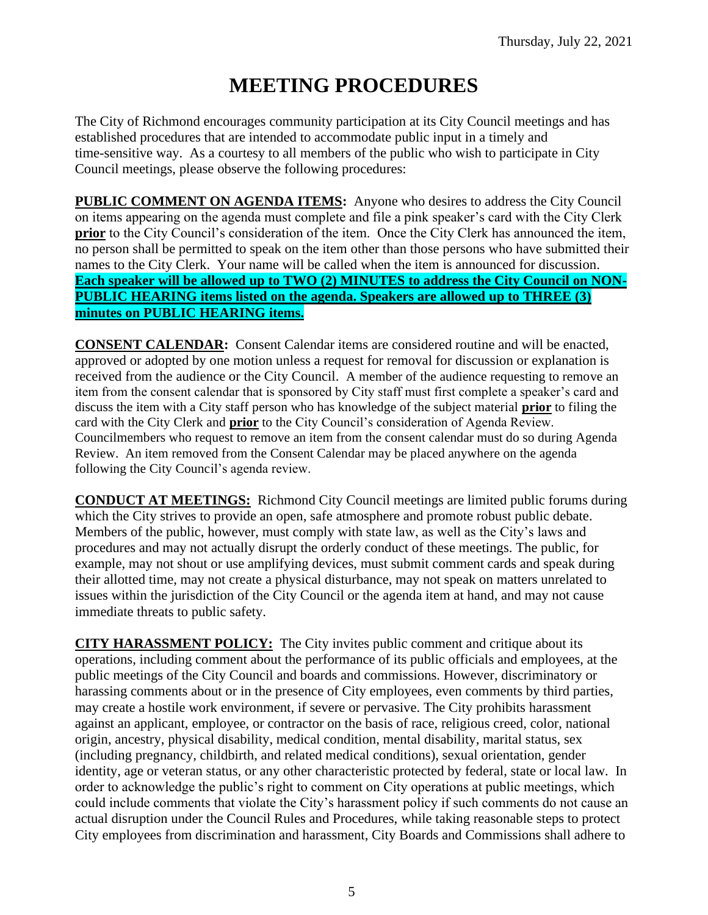Thursday, July 22, 2021

# MEETING PROCEDURES

The City of Richmond encourages community participation at its City Council meetings and has established procedures that are intended to accommodate public input in a timely and time-sensitive way. As a courtesy to all members of the public who wish to participate in City Council meetings, please observe the following procedures:

**PUBLIC COMMENT ON AGENDA ITEMS:** Anyone who desires to address the City Council on items appearing on the agenda must complete and file a pink speaker's card with the City Clerk **prior** to the City Council's consideration of the item. Once the City Clerk has announced the item, no person shall be permitted to speak on the item other than those persons who have submitted their names to the City Clerk. Your name will be called when the item is announced for discussion. **Each speaker will be allowed up to TWO (2) MINUTES to address the City Council on NON-PUBLIC HEARING items listed on the agenda. Speakers are allowed up to THREE (3) minutes on PUBLIC HEARING items.**

**CONSENT CALENDAR:** Consent Calendar items are considered routine and will be enacted, approved or adopted by one motion unless a request for removal for discussion or explanation is received from the audience or the City Council. A member of the audience requesting to remove an item from the consent calendar that is sponsored by City staff must first complete a speaker's card and discuss the item with a City staff person who has knowledge of the subject material **prior** to filing the card with the City Clerk and **prior** to the City Council's consideration of Agenda Review. Councilmembers who request to remove an item from the consent calendar must do so during Agenda Review. An item removed from the Consent Calendar may be placed anywhere on the agenda following the City Council's agenda review.

**CONDUCT AT MEETINGS:** Richmond City Council meetings are limited public forums during which the City strives to provide an open, safe atmosphere and promote robust public debate. Members of the public, however, must comply with state law, as well as the City's laws and procedures and may not actually disrupt the orderly conduct of these meetings. The public, for example, may not shout or use amplifying devices, must submit comment cards and speak during their allotted time, may not create a physical disturbance, may not speak on matters unrelated to issues within the jurisdiction of the City Council or the agenda item at hand, and may not cause immediate threats to public safety.

**CITY HARASSMENT POLICY:** The City invites public comment and critique about its operations, including comment about the performance of its public officials and employees, at the public meetings of the City Council and boards and commissions. However, discriminatory or harassing comments about or in the presence of City employees, even comments by third parties, may create a hostile work environment, if severe or pervasive. The City prohibits harassment against an applicant, employee, or contractor on the basis of race, religious creed, color, national origin, ancestry, physical disability, medical condition, mental disability, marital status, sex (including pregnancy, childbirth, and related medical conditions), sexual orientation, gender identity, age or veteran status, or any other characteristic protected by federal, state or local law. In order to acknowledge the public's right to comment on City operations at public meetings, which could include comments that violate the City's harassment policy if such comments do not cause an actual disruption under the Council Rules and Procedures, while taking reasonable steps to protect City employees from discrimination and harassment, City Boards and Commissions shall adhere to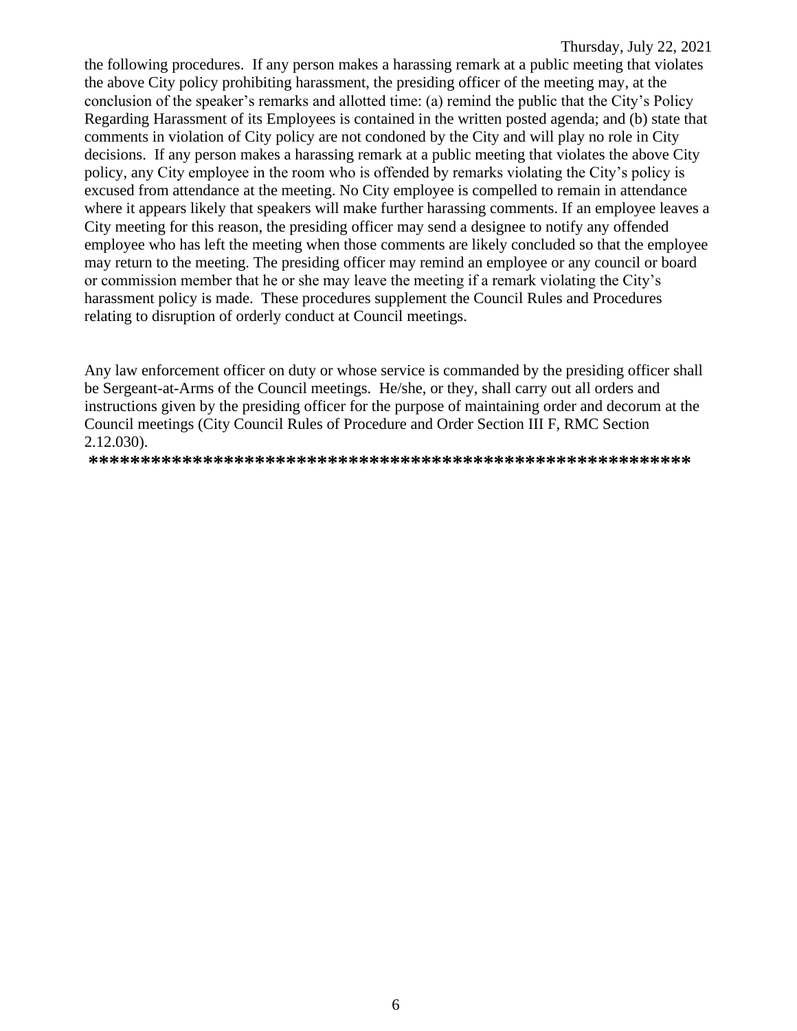the following procedures. If any person makes a harassing remark at a public meeting that violates the above City policy prohibiting harassment, the presiding officer of the meeting may, at the conclusion of the speaker's remarks and allotted time: (a) remind the public that the City's Policy Regarding Harassment of its Employees is contained in the written posted agenda; and (b) state that comments in violation of City policy are not condoned by the City and will play no role in City decisions. If any person makes a harassing remark at a public meeting that violates the above City policy, any City employee in the room who is offended by remarks violating the City's policy is excused from attendance at the meeting. No City employee is compelled to remain in attendance where it appears likely that speakers will make further harassing comments. If an employee leaves a City meeting for this reason, the presiding officer may send a designee to notify any offended employee who has left the meeting when those comments are likely concluded so that the employee may return to the meeting. The presiding officer may remind an employee or any council or board or commission member that he or she may leave the meeting if a remark violating the City's harassment policy is made. These procedures supplement the Council Rules and Procedures relating to disruption of orderly conduct at Council meetings.

Any law enforcement officer on duty or whose service is commanded by the presiding officer shall be Sergeant-at-Arms of the Council meetings. He/she, or they, shall carry out all orders and instructions given by the presiding officer for the purpose of maintaining order and decorum at the Council meetings (City Council Rules of Procedure and Order Section III F, RMC Section 2.12.030).

**************************************************************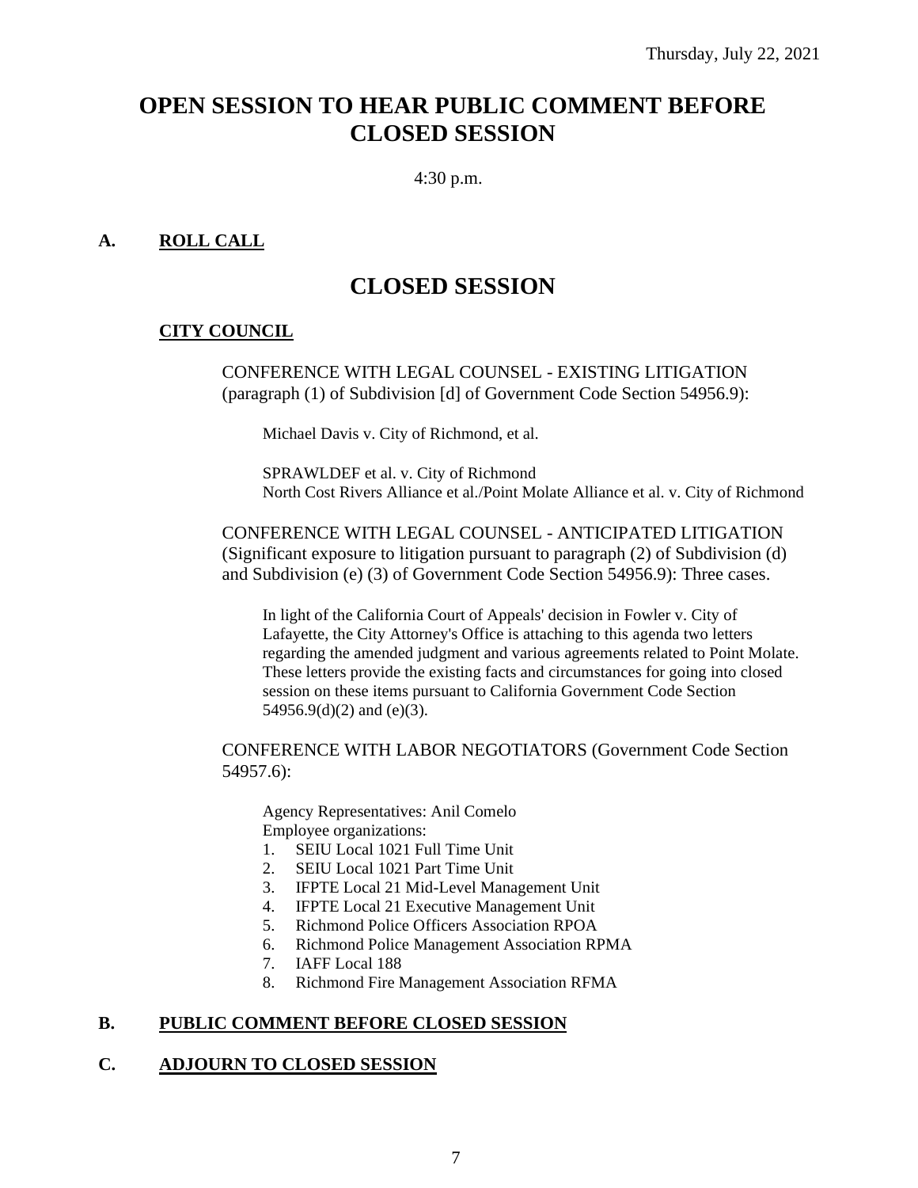Thursday, July 22, 2021

# OPEN SESSION TO HEAR PUBLIC COMMENT BEFORE CLOSED SESSION

4:30 p.m.

## A. ROLL CALL

# CLOSED SESSION

### CITY COUNCIL

CONFERENCE WITH LEGAL COUNSEL - EXISTING LITIGATION (paragraph (1) of Subdivision [d] of Government Code Section 54956.9):

Michael Davis v. City of Richmond, et al.

SPRAWLDEF et al. v. City of Richmond
North Cost Rivers Alliance et al./Point Molate Alliance et al. v. City of Richmond

CONFERENCE WITH LEGAL COUNSEL - ANTICIPATED LITIGATION (Significant exposure to litigation pursuant to paragraph (2) of Subdivision (d) and Subdivision (e) (3) of Government Code Section 54956.9): Three cases.

In light of the California Court of Appeals' decision in Fowler v. City of Lafayette, the City Attorney's Office is attaching to this agenda two letters regarding the amended judgment and various agreements related to Point Molate. These letters provide the existing facts and circumstances for going into closed session on these items pursuant to California Government Code Section 54956.9(d)(2) and (e)(3).

CONFERENCE WITH LABOR NEGOTIATORS (Government Code Section 54957.6):

Agency Representatives: Anil Comelo
Employee organizations:

1. SEIU Local 1021 Full Time Unit
2. SEIU Local 1021 Part Time Unit
3. IFPTE Local 21 Mid-Level Management Unit
4. IFPTE Local 21 Executive Management Unit
5. Richmond Police Officers Association RPOA
6. Richmond Police Management Association RPMA
7. IAFF Local 188
8. Richmond Fire Management Association RFMA

## B. PUBLIC COMMENT BEFORE CLOSED SESSION

## C. ADJOURN TO CLOSED SESSION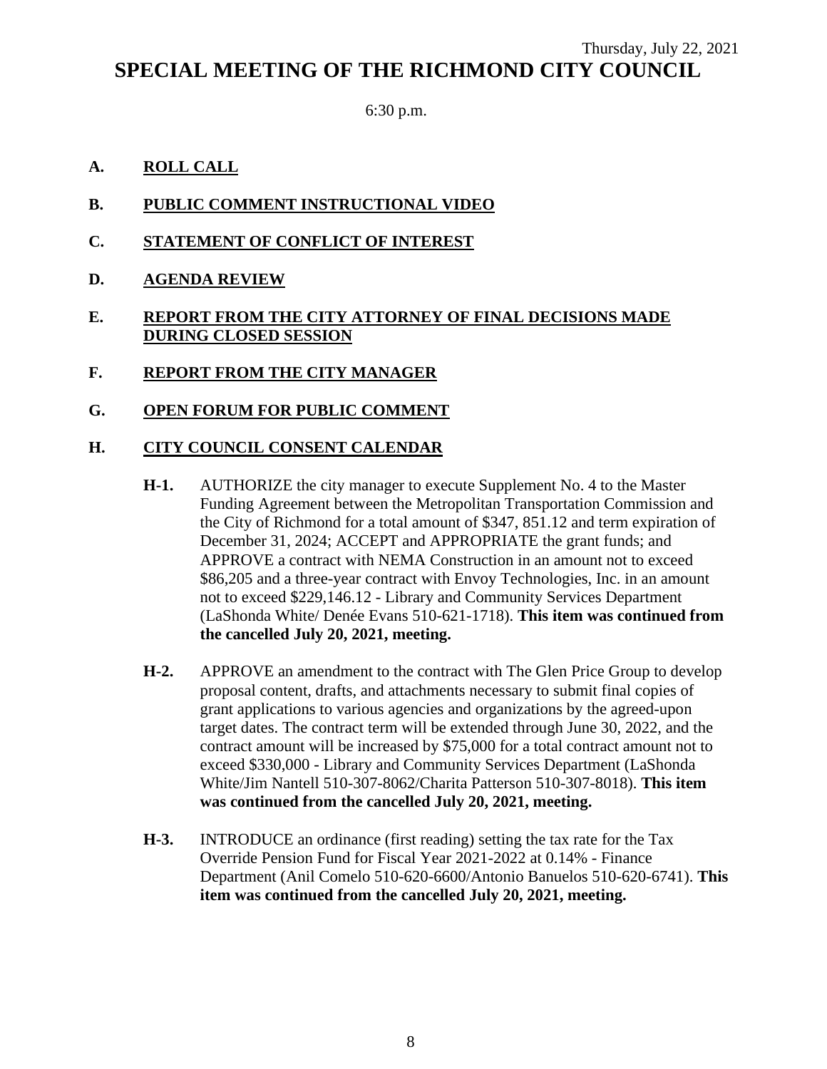Thursday, July 22, 2021

# SPECIAL MEETING OF THE RICHMOND CITY COUNCIL

6:30 p.m.

**A. ROLL CALL**

**B. PUBLIC COMMENT INSTRUCTIONAL VIDEO**

**C. STATEMENT OF CONFLICT OF INTEREST**

**D. AGENDA REVIEW**

**E. REPORT FROM THE CITY ATTORNEY OF FINAL DECISIONS MADE DURING CLOSED SESSION**

**F. REPORT FROM THE CITY MANAGER**

**G. OPEN FORUM FOR PUBLIC COMMENT**

**H. CITY COUNCIL CONSENT CALENDAR**

**H-1.** AUTHORIZE the city manager to execute Supplement No. 4 to the Master Funding Agreement between the Metropolitan Transportation Commission and the City of Richmond for a total amount of $347, 851.12 and term expiration of December 31, 2024; ACCEPT and APPROPRIATE the grant funds; and APPROVE a contract with NEMA Construction in an amount not to exceed $86,205 and a three-year contract with Envoy Technologies, Inc. in an amount not to exceed $229,146.12 - Library and Community Services Department (LaShonda White/ Denée Evans 510-621-1718). **This item was continued from the cancelled July 20, 2021, meeting.**

**H-2.** APPROVE an amendment to the contract with The Glen Price Group to develop proposal content, drafts, and attachments necessary to submit final copies of grant applications to various agencies and organizations by the agreed-upon target dates. The contract term will be extended through June 30, 2022, and the contract amount will be increased by $75,000 for a total contract amount not to exceed $330,000 - Library and Community Services Department (LaShonda White/Jim Nantell 510-307-8062/Charita Patterson 510-307-8018). **This item was continued from the cancelled July 20, 2021, meeting.**

**H-3.** INTRODUCE an ordinance (first reading) setting the tax rate for the Tax Override Pension Fund for Fiscal Year 2021-2022 at 0.14% - Finance Department (Anil Comelo 510-620-6600/Antonio Banuelos 510-620-6741). **This item was continued from the cancelled July 20, 2021, meeting.**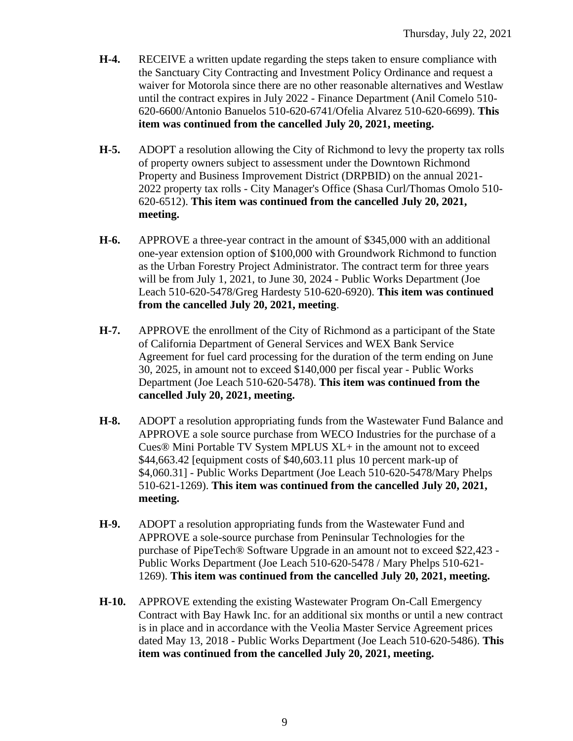**H-4.** RECEIVE a written update regarding the steps taken to ensure compliance with the Sanctuary City Contracting and Investment Policy Ordinance and request a waiver for Motorola since there are no other reasonable alternatives and Westlaw until the contract expires in July 2022 - Finance Department (Anil Comelo 510-620-6600/Antonio Banuelos 510-620-6741/Ofelia Alvarez 510-620-6699). **This item was continued from the cancelled July 20, 2021, meeting.**

**H-5.** ADOPT a resolution allowing the City of Richmond to levy the property tax rolls of property owners subject to assessment under the Downtown Richmond Property and Business Improvement District (DRPBID) on the annual 2021-2022 property tax rolls - City Manager's Office (Shasa Curl/Thomas Omolo 510-620-6512). **This item was continued from the cancelled July 20, 2021, meeting.**

**H-6.** APPROVE a three-year contract in the amount of $345,000 with an additional one-year extension option of $100,000 with Groundwork Richmond to function as the Urban Forestry Project Administrator. The contract term for three years will be from July 1, 2021, to June 30, 2024 - Public Works Department (Joe Leach 510-620-5478/Greg Hardesty 510-620-6920). **This item was continued from the cancelled July 20, 2021, meeting**.

**H-7.** APPROVE the enrollment of the City of Richmond as a participant of the State of California Department of General Services and WEX Bank Service Agreement for fuel card processing for the duration of the term ending on June 30, 2025, in amount not to exceed $140,000 per fiscal year - Public Works Department (Joe Leach 510-620-5478). **This item was continued from the cancelled July 20, 2021, meeting.**

**H-8.** ADOPT a resolution appropriating funds from the Wastewater Fund Balance and APPROVE a sole source purchase from WECO Industries for the purchase of a Cues® Mini Portable TV System MPLUS XL+ in the amount not to exceed $44,663.42 [equipment costs of $40,603.11 plus 10 percent mark-up of $4,060.31] - Public Works Department (Joe Leach 510-620-5478/Mary Phelps 510-621-1269). **This item was continued from the cancelled July 20, 2021, meeting.**

**H-9.** ADOPT a resolution appropriating funds from the Wastewater Fund and APPROVE a sole-source purchase from Peninsular Technologies for the purchase of PipeTech® Software Upgrade in an amount not to exceed $22,423 - Public Works Department (Joe Leach 510-620-5478 / Mary Phelps 510-621-1269). **This item was continued from the cancelled July 20, 2021, meeting.**

**H-10.** APPROVE extending the existing Wastewater Program On-Call Emergency Contract with Bay Hawk Inc. for an additional six months or until a new contract is in place and in accordance with the Veolia Master Service Agreement prices dated May 13, 2018 - Public Works Department (Joe Leach 510-620-5486). **This item was continued from the cancelled July 20, 2021, meeting.**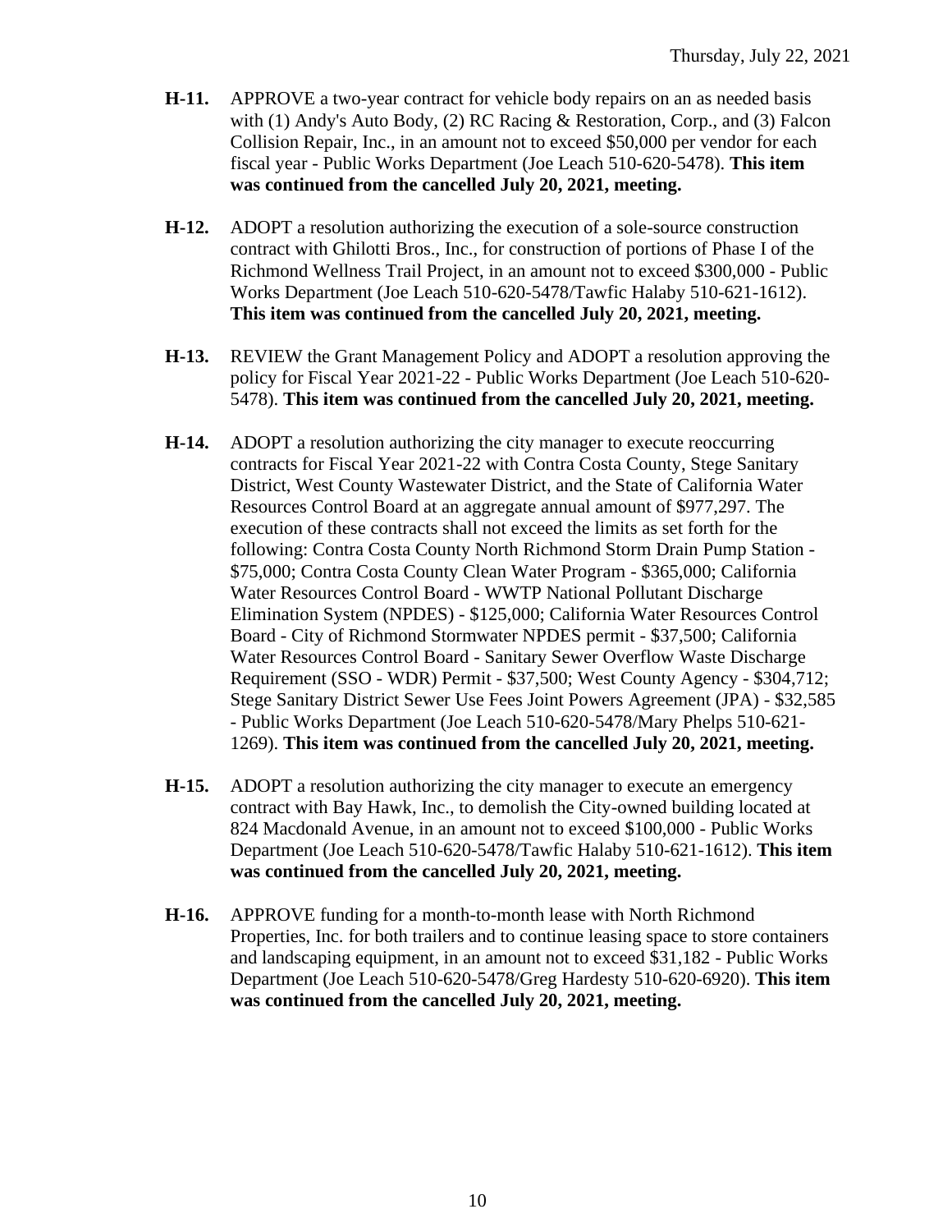**H-11.** APPROVE a two-year contract for vehicle body repairs on an as needed basis with (1) Andy's Auto Body, (2) RC Racing & Restoration, Corp., and (3) Falcon Collision Repair, Inc., in an amount not to exceed $50,000 per vendor for each fiscal year - Public Works Department (Joe Leach 510-620-5478). **This item was continued from the cancelled July 20, 2021, meeting.**

**H-12.** ADOPT a resolution authorizing the execution of a sole-source construction contract with Ghilotti Bros., Inc., for construction of portions of Phase I of the Richmond Wellness Trail Project, in an amount not to exceed $300,000 - Public Works Department (Joe Leach 510-620-5478/Tawfic Halaby 510-621-1612). **This item was continued from the cancelled July 20, 2021, meeting.**

**H-13.** REVIEW the Grant Management Policy and ADOPT a resolution approving the policy for Fiscal Year 2021-22 - Public Works Department (Joe Leach 510-620-5478). **This item was continued from the cancelled July 20, 2021, meeting.**

**H-14.** ADOPT a resolution authorizing the city manager to execute reoccurring contracts for Fiscal Year 2021-22 with Contra Costa County, Stege Sanitary District, West County Wastewater District, and the State of California Water Resources Control Board at an aggregate annual amount of $977,297. The execution of these contracts shall not exceed the limits as set forth for the following: Contra Costa County North Richmond Storm Drain Pump Station - $75,000; Contra Costa County Clean Water Program - $365,000; California Water Resources Control Board - WWTP National Pollutant Discharge Elimination System (NPDES) - $125,000; California Water Resources Control Board - City of Richmond Stormwater NPDES permit - $37,500; California Water Resources Control Board - Sanitary Sewer Overflow Waste Discharge Requirement (SSO - WDR) Permit - $37,500; West County Agency - $304,712; Stege Sanitary District Sewer Use Fees Joint Powers Agreement (JPA) - $32,585 - Public Works Department (Joe Leach 510-620-5478/Mary Phelps 510-621-1269). **This item was continued from the cancelled July 20, 2021, meeting.**

**H-15.** ADOPT a resolution authorizing the city manager to execute an emergency contract with Bay Hawk, Inc., to demolish the City-owned building located at 824 Macdonald Avenue, in an amount not to exceed $100,000 - Public Works Department (Joe Leach 510-620-5478/Tawfic Halaby 510-621-1612). **This item was continued from the cancelled July 20, 2021, meeting.**

**H-16.** APPROVE funding for a month-to-month lease with North Richmond Properties, Inc. for both trailers and to continue leasing space to store containers and landscaping equipment, in an amount not to exceed $31,182 - Public Works Department (Joe Leach 510-620-5478/Greg Hardesty 510-620-6920). **This item was continued from the cancelled July 20, 2021, meeting.**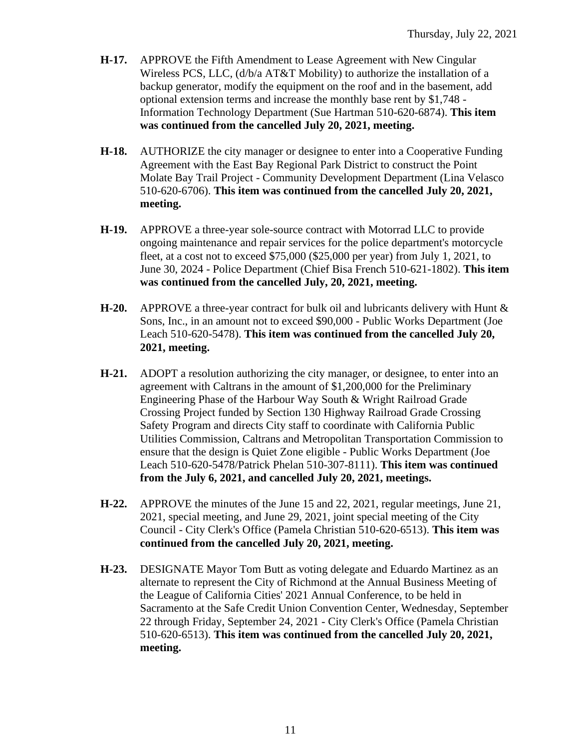**H-17.** APPROVE the Fifth Amendment to Lease Agreement with New Cingular Wireless PCS, LLC, (d/b/a AT&T Mobility) to authorize the installation of a backup generator, modify the equipment on the roof and in the basement, add optional extension terms and increase the monthly base rent by $1,748 - Information Technology Department (Sue Hartman 510-620-6874). **This item was continued from the cancelled July 20, 2021, meeting.**

**H-18.** AUTHORIZE the city manager or designee to enter into a Cooperative Funding Agreement with the East Bay Regional Park District to construct the Point Molate Bay Trail Project - Community Development Department (Lina Velasco 510-620-6706). **This item was continued from the cancelled July 20, 2021, meeting.**

**H-19.** APPROVE a three-year sole-source contract with Motorrad LLC to provide ongoing maintenance and repair services for the police department's motorcycle fleet, at a cost not to exceed $75,000 ($25,000 per year) from July 1, 2021, to June 30, 2024 - Police Department (Chief Bisa French 510-621-1802). **This item was continued from the cancelled July, 20, 2021, meeting.**

**H-20.** APPROVE a three-year contract for bulk oil and lubricants delivery with Hunt & Sons, Inc., in an amount not to exceed $90,000 - Public Works Department (Joe Leach 510-620-5478). **This item was continued from the cancelled July 20, 2021, meeting.**

**H-21.** ADOPT a resolution authorizing the city manager, or designee, to enter into an agreement with Caltrans in the amount of $1,200,000 for the Preliminary Engineering Phase of the Harbour Way South & Wright Railroad Grade Crossing Project funded by Section 130 Highway Railroad Grade Crossing Safety Program and directs City staff to coordinate with California Public Utilities Commission, Caltrans and Metropolitan Transportation Commission to ensure that the design is Quiet Zone eligible - Public Works Department (Joe Leach 510-620-5478/Patrick Phelan 510-307-8111). **This item was continued from the July 6, 2021, and cancelled July 20, 2021, meetings.**

**H-22.** APPROVE the minutes of the June 15 and 22, 2021, regular meetings, June 21, 2021, special meeting, and June 29, 2021, joint special meeting of the City Council - City Clerk's Office (Pamela Christian 510-620-6513). **This item was continued from the cancelled July 20, 2021, meeting.**

**H-23.** DESIGNATE Mayor Tom Butt as voting delegate and Eduardo Martinez as an alternate to represent the City of Richmond at the Annual Business Meeting of the League of California Cities' 2021 Annual Conference, to be held in Sacramento at the Safe Credit Union Convention Center, Wednesday, September 22 through Friday, September 24, 2021 - City Clerk's Office (Pamela Christian 510-620-6513). **This item was continued from the cancelled July 20, 2021, meeting.**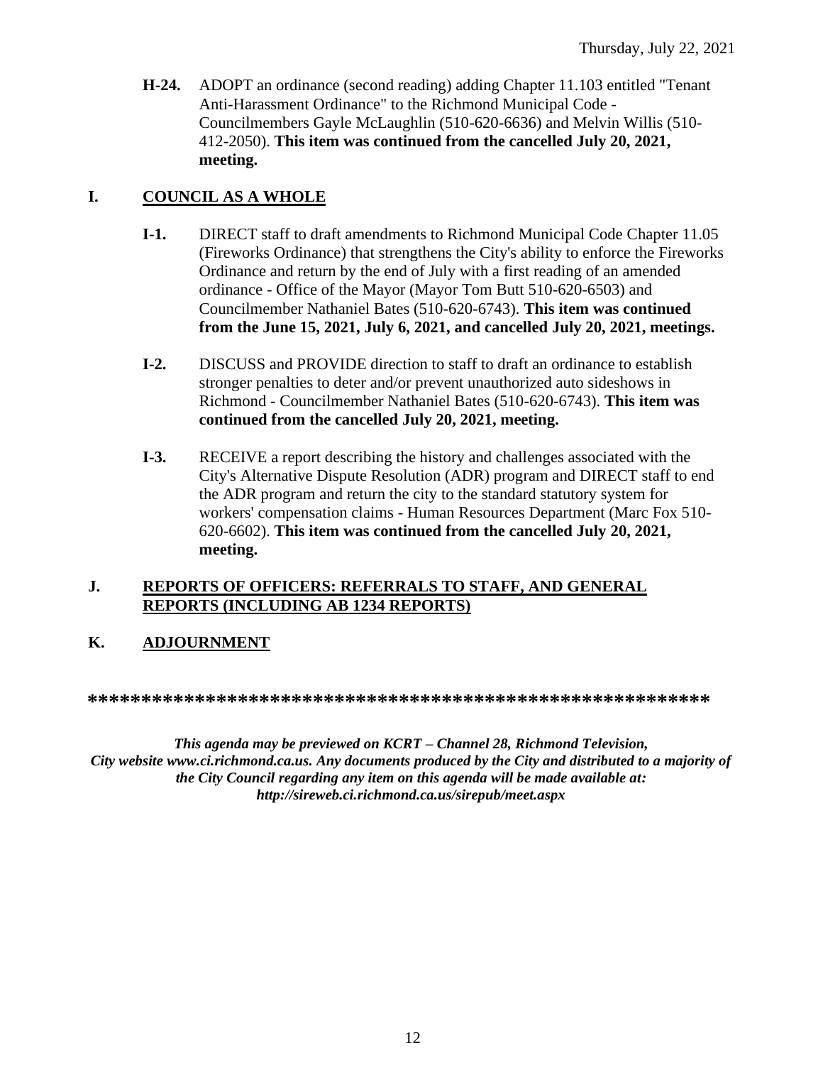**H-24.** ADOPT an ordinance (second reading) adding Chapter 11.103 entitled "Tenant Anti-Harassment Ordinance" to the Richmond Municipal Code - Councilmembers Gayle McLaughlin (510-620-6636) and Melvin Willis (510-412-2050). **This item was continued from the cancelled July 20, 2021, meeting.**

## I. COUNCIL AS A WHOLE

**I-1.** DIRECT staff to draft amendments to Richmond Municipal Code Chapter 11.05 (Fireworks Ordinance) that strengthens the City's ability to enforce the Fireworks Ordinance and return by the end of July with a first reading of an amended ordinance - Office of the Mayor (Mayor Tom Butt 510-620-6503) and Councilmember Nathaniel Bates (510-620-6743). **This item was continued from the June 15, 2021, July 6, 2021, and cancelled July 20, 2021, meetings.**

**I-2.** DISCUSS and PROVIDE direction to staff to draft an ordinance to establish stronger penalties to deter and/or prevent unauthorized auto sideshows in Richmond - Councilmember Nathaniel Bates (510-620-6743). **This item was continued from the cancelled July 20, 2021, meeting.**

**I-3.** RECEIVE a report describing the history and challenges associated with the City's Alternative Dispute Resolution (ADR) program and DIRECT staff to end the ADR program and return the city to the standard statutory system for workers' compensation claims - Human Resources Department (Marc Fox 510-620-6602). **This item was continued from the cancelled July 20, 2021, meeting.**

## J. REPORTS OF OFFICERS: REFERRALS TO STAFF, AND GENERAL REPORTS (INCLUDING AB 1234 REPORTS)

## K. ADJOURNMENT

**********************************************************

***This agenda may be previewed on KCRT – Channel 28, Richmond Television, City website www.ci.richmond.ca.us. Any documents produced by the City and distributed to a majority of the City Council regarding any item on this agenda will be made available at: http://sireweb.ci.richmond.ca.us/sirepub/meet.aspx***